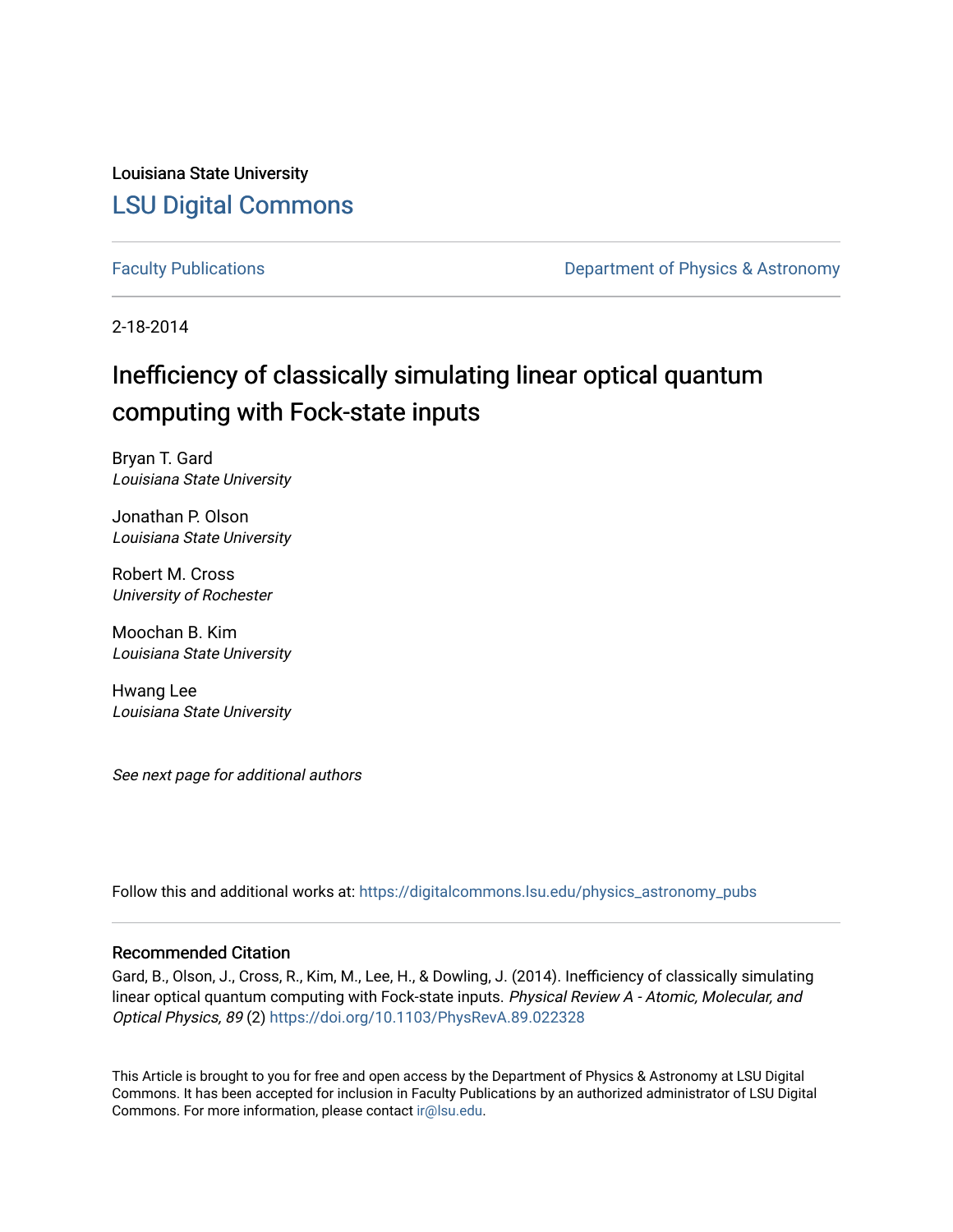Louisiana State University

# LSU Digital Commons

Faculty Publications

Department of Physics & Astronomy

2-18-2014

# Inefficiency of classically simulating linear optical quantum computing with Fock-state inputs

Bryan T. Gard
*Louisiana State University*

Jonathan P. Olson
*Louisiana State University*

Robert M. Cross
*University of Rochester*

Moochan B. Kim
*Louisiana State University*

Hwang Lee
*Louisiana State University*

*See next page for additional authors*

Follow this and additional works at: https://digitalcommons.lsu.edu/physics_astronomy_pubs

## Recommended Citation

Gard, B., Olson, J., Cross, R., Kim, M., Lee, H., & Dowling, J. (2014). Inefficiency of classically simulating linear optical quantum computing with Fock-state inputs. *Physical Review A - Atomic, Molecular, and Optical Physics, 89* (2) https://doi.org/10.1103/PhysRevA.89.022328

This Article is brought to you for free and open access by the Department of Physics & Astronomy at LSU Digital Commons. It has been accepted for inclusion in Faculty Publications by an authorized administrator of LSU Digital Commons. For more information, please contact ir@lsu.edu.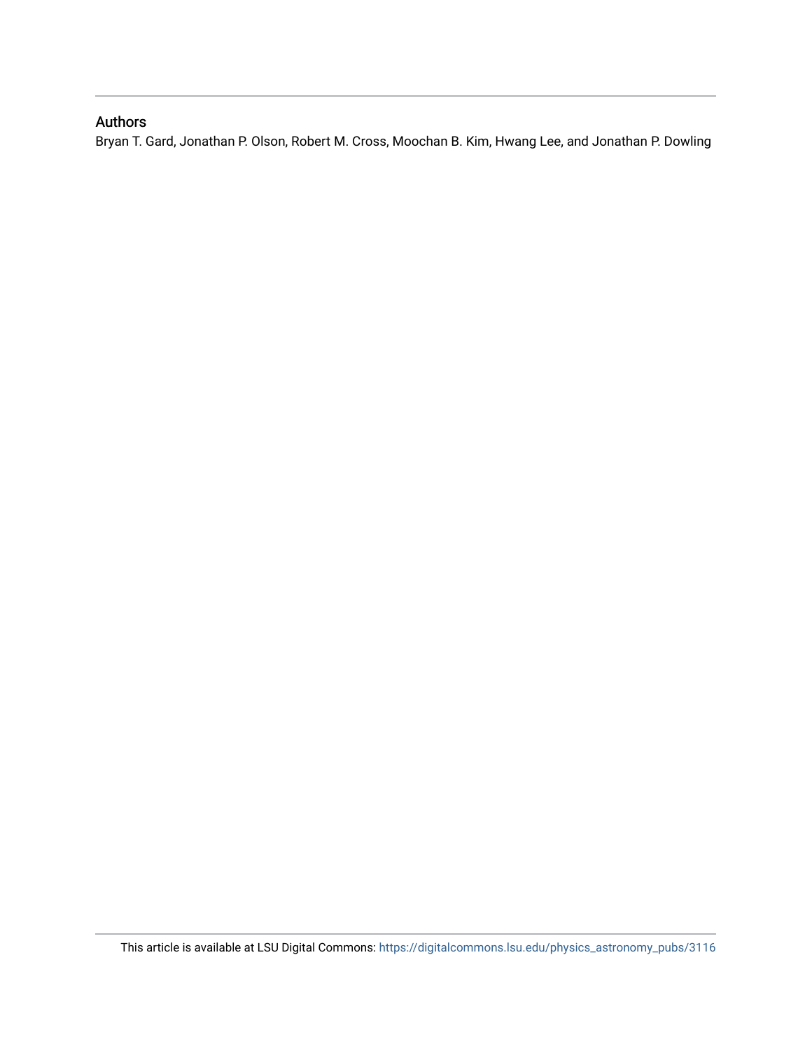## Authors

Bryan T. Gard, Jonathan P. Olson, Robert M. Cross, Moochan B. Kim, Hwang Lee, and Jonathan P. Dowling

This article is available at LSU Digital Commons: https://digitalcommons.lsu.edu/physics_astronomy_pubs/3116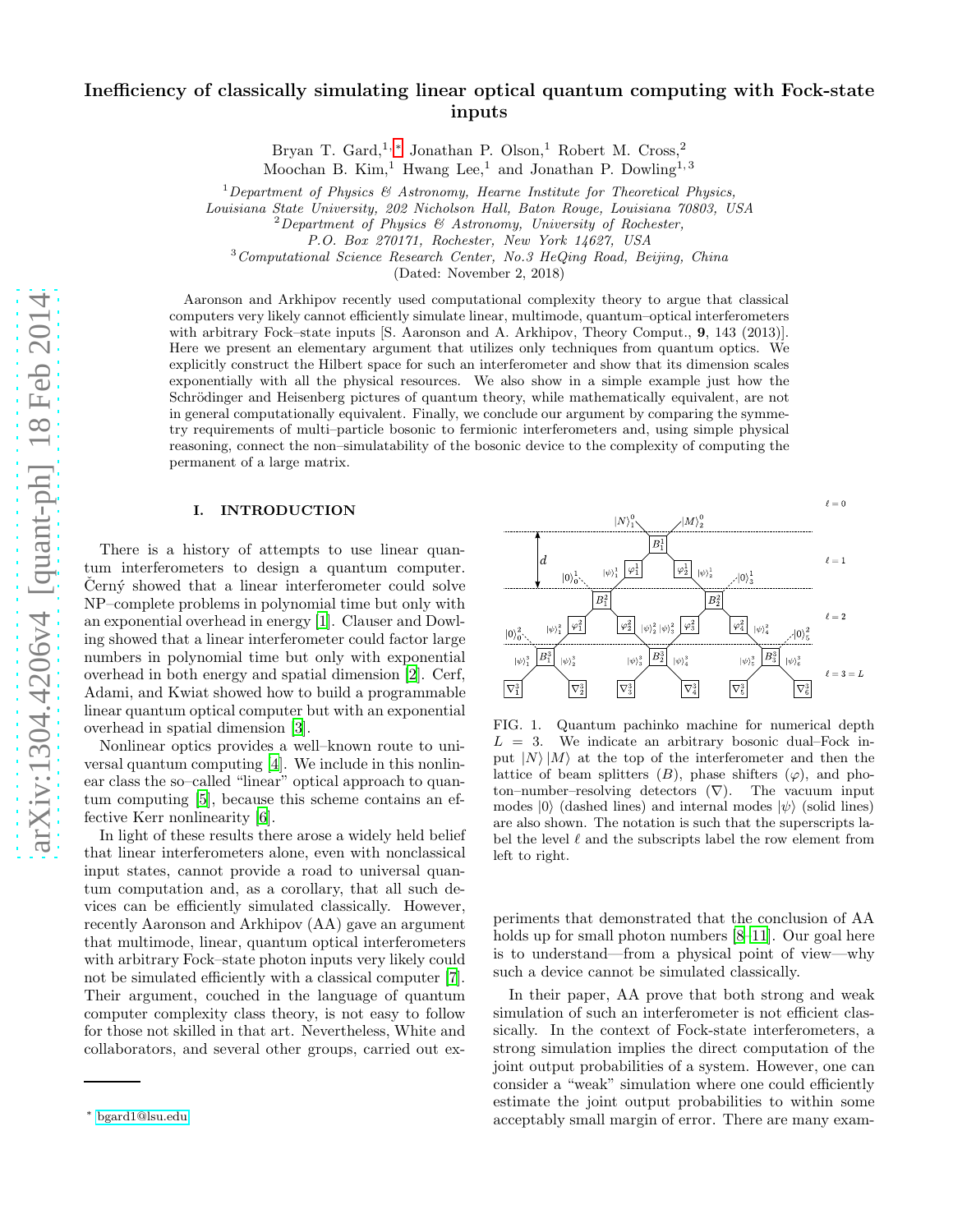# Inefficiency of classically simulating linear optical quantum computing with Fock-state inputs

Bryan T. Gard,[1,*] Jonathan P. Olson,[1] Robert M. Cross,[2] Moochan B. Kim,[1] Hwang Lee,[1] and Jonathan P. Dowling[1,3]

[1]*Department of Physics & Astronomy, Hearne Institute for Theoretical Physics, Louisiana State University, 202 Nicholson Hall, Baton Rouge, Louisiana 70803, USA*
[2]*Department of Physics & Astronomy, University of Rochester, P.O. Box 270171, Rochester, New York 14627, USA*
[3]*Computational Science Research Center, No.3 HeQing Road, Beijing, China*

(Dated: November 2, 2018)

Aaronson and Arkhipov recently used computational complexity theory to argue that classical computers very likely cannot efficiently simulate linear, multimode, quantum–optical interferometers with arbitrary Fock–state inputs [S. Aaronson and A. Arkhipov, Theory Comput., **9**, 143 (2013)]. Here we present an elementary argument that utilizes only techniques from quantum optics. We explicitly construct the Hilbert space for such an interferometer and show that its dimension scales exponentially with all the physical resources. We also show in a simple example just how the Schrödinger and Heisenberg pictures of quantum theory, while mathematically equivalent, are not in general computationally equivalent. Finally, we conclude our argument by comparing the symmetry requirements of multi–particle bosonic to fermionic interferometers and, using simple physical reasoning, connect the non–simulatability of the bosonic device to the complexity of computing the permanent of a large matrix.

## I. INTRODUCTION

There is a history of attempts to use linear quantum interferometers to design a quantum computer. Černý showed that a linear interferometer could solve NP–complete problems in polynomial time but only with an exponential overhead in energy [1]. Clauser and Dowling showed that a linear interferometer could factor large numbers in polynomial time but only with exponential overhead in both energy and spatial dimension [2]. Cerf, Adami, and Kwiat showed how to build a programmable linear quantum optical computer but with an exponential overhead in spatial dimension [3].

Nonlinear optics provides a well–known route to universal quantum computing [4]. We include in this nonlinear class the so–called "linear" optical approach to quantum computing [5], because this scheme contains an effective Kerr nonlinearity [6].

In light of these results there arose a widely held belief that linear interferometers alone, even with nonclassical input states, cannot provide a road to universal quantum computation and, as a corollary, that all such devices can be efficiently simulated classically. However, recently Aaronson and Arkhipov (AA) gave an argument that multimode, linear, quantum optical interferometers with arbitrary Fock–state photon inputs very likely could not be simulated efficiently with a classical computer [7]. Their argument, couched in the language of quantum computer complexity class theory, is not easy to follow for those not skilled in that art. Nevertheless, White and collaborators, and several other groups, carried out experiments that demonstrated that the conclusion of AA holds up for small photon numbers [8–11]. Our goal here is to understand—from a physical point of view—why such a device cannot be simulated classically.

FIG. 1. Quantum pachinko machine for numerical depth $L = 3$. We indicate an arbitrary bosonic dual–Fock input $|N\rangle|M\rangle$ at the top of the interferometer and then the lattice of beam splitters ($B$), phase shifters ($\varphi$), and photon–number–resolving detectors ($\nabla$). The vacuum input modes $|0\rangle$ (dashed lines) and internal modes $|\psi\rangle$ (solid lines) are also shown. The notation is such that the superscripts label the level $\ell$ and the subscripts label the row element from left to right.

In their paper, AA prove that both strong and weak simulation of such an interferometer is not efficient classically. In the context of Fock-state interferometers, a strong simulation implies the direct computation of the joint output probabilities of a system. However, one can consider a "weak" simulation where one could efficiently estimate the joint output probabilities to within some acceptably small margin of error. There are many exam-

* bgard1@lsu.edu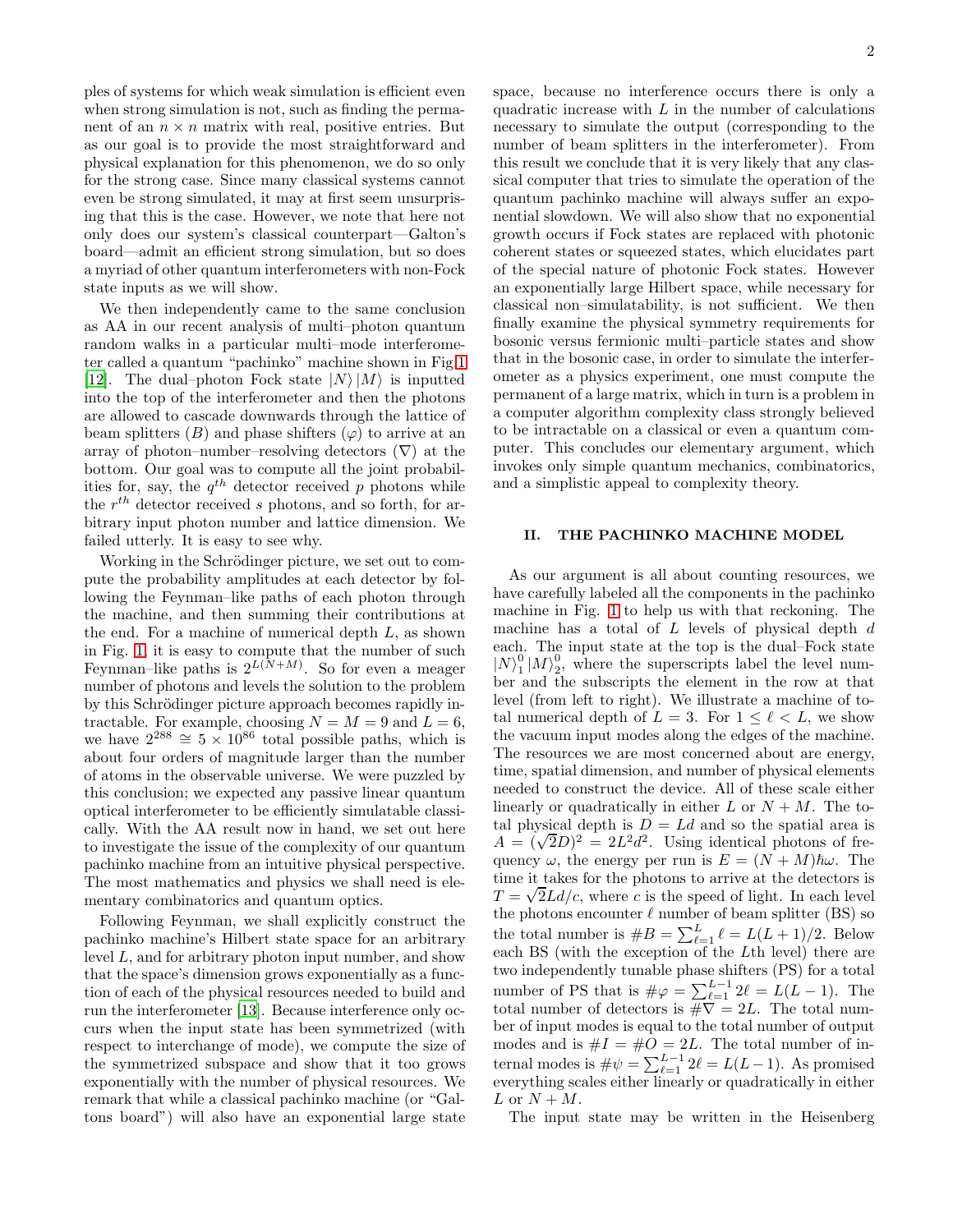ples of systems for which weak simulation is efficient even when strong simulation is not, such as finding the permanent of an $n \times n$ matrix with real, positive entries. But as our goal is to provide the most straightforward and physical explanation for this phenomenon, we do so only for the strong case. Since many classical systems cannot even be strong simulated, it may at first seem unsurprising that this is the case. However, we note that here not only does our system's classical counterpart—Galton's board—admit an efficient strong simulation, but so does a myriad of other quantum interferometers with non-Fock state inputs as we will show.

We then independently came to the same conclusion as AA in our recent analysis of multi–photon quantum random walks in a particular multi–mode interferometer called a quantum "pachinko" machine shown in Fig 1 [12]. The dual–photon Fock state $|N\rangle |M\rangle$ is inputted into the top of the interferometer and then the photons are allowed to cascade downwards through the lattice of beam splitters ($B$) and phase shifters ($\varphi$) to arrive at an array of photon–number–resolving detectors ($\nabla$) at the bottom. Our goal was to compute all the joint probabilities for, say, the $q^{th}$ detector received $p$ photons while the $r^{th}$ detector received $s$ photons, and so forth, for arbitrary input photon number and lattice dimension. We failed utterly. It is easy to see why.

Working in the Schrödinger picture, we set out to compute the probability amplitudes at each detector by following the Feynman–like paths of each photon through the machine, and then summing their contributions at the end. For a machine of numerical depth $L$, as shown in Fig. 1, it is easy to compute that the number of such Feynman–like paths is $2^{L(N+M)}$. So for even a meager number of photons and levels the solution to the problem by this Schrödinger picture approach becomes rapidly intractable. For example, choosing $N = M = 9$ and $L = 6$, we have $2^{288} \cong 5 \times 10^{86}$ total possible paths, which is about four orders of magnitude larger than the number of atoms in the observable universe. We were puzzled by this conclusion; we expected any passive linear quantum optical interferometer to be efficiently simulatable classically. With the AA result now in hand, we set out here to investigate the issue of the complexity of our quantum pachinko machine from an intuitive physical perspective. The most mathematics and physics we shall need is elementary combinatorics and quantum optics.

Following Feynman, we shall explicitly construct the pachinko machine's Hilbert state space for an arbitrary level $L$, and for arbitrary photon input number, and show that the space's dimension grows exponentially as a function of each of the physical resources needed to build and run the interferometer [13]. Because interference only occurs when the input state has been symmetrized (with respect to interchange of mode), we compute the size of the symmetrized subspace and show that it too grows exponentially with the number of physical resources. We remark that while a classical pachinko machine (or "Galtons board") will also have an exponential large state space, because no interference occurs there is only a quadratic increase with $L$ in the number of calculations necessary to simulate the output (corresponding to the number of beam splitters in the interferometer). From this result we conclude that it is very likely that any classical computer that tries to simulate the operation of the quantum pachinko machine will always suffer an exponential slowdown. We will also show that no exponential growth occurs if Fock states are replaced with photonic coherent states or squeezed states, which elucidates part of the special nature of photonic Fock states. However an exponentially large Hilbert space, while necessary for classical non–simulatability, is not sufficient. We then finally examine the physical symmetry requirements for bosonic versus fermionic multi–particle states and show that in the bosonic case, in order to simulate the interferometer as a physics experiment, one must compute the permanent of a large matrix, which in turn is a problem in a computer algorithm complexity class strongly believed to be intractable on a classical or even a quantum computer. This concludes our elementary argument, which invokes only simple quantum mechanics, combinatorics, and a simplistic appeal to complexity theory.

## II. THE PACHINKO MACHINE MODEL

As our argument is all about counting resources, we have carefully labeled all the components in the pachinko machine in Fig. 1 to help us with that reckoning. The machine has a total of $L$ levels of physical depth $d$ each. The input state at the top is the dual–Fock state $|N\rangle_1^0 |M\rangle_2^0$, where the superscripts label the level number and the subscripts the element in the row at that level (from left to right). We illustrate a machine of total numerical depth of $L = 3$. For $1 \leq \ell < L$, we show the vacuum input modes along the edges of the machine. The resources we are most concerned about are energy, time, spatial dimension, and number of physical elements needed to construct the device. All of these scale either linearly or quadratically in either $L$ or $N + M$. The total physical depth is $D = Ld$ and so the spatial area is $A = (\sqrt{2}D)^2 = 2L^2d^2$. Using identical photons of frequency $\omega$, the energy per run is $E = (N + M)\hbar\omega$. The time it takes for the photons to arrive at the detectors is $T = \sqrt{2}Ld/c$, where $c$ is the speed of light. In each level the photons encounter $\ell$ number of beam splitter (BS) so the total number is $\#B = \sum_{\ell=1}^{L} \ell = L(L + 1)/2$. Below each BS (with the exception of the $L$th level) there are two independently tunable phase shifters (PS) for a total number of PS that is $\#\varphi = \sum_{\ell=1}^{L-1} 2\ell = L(L - 1)$. The total number of detectors is $\#\nabla = 2L$. The total number of input modes is equal to the total number of output modes and is $\#I = \#O = 2L$. The total number of internal modes is $\#\psi = \sum_{\ell=1}^{L-1} 2\ell = L(L - 1)$. As promised everything scales either linearly or quadratically in either $L$ or $N + M$.

The input state may be written in the Heisenberg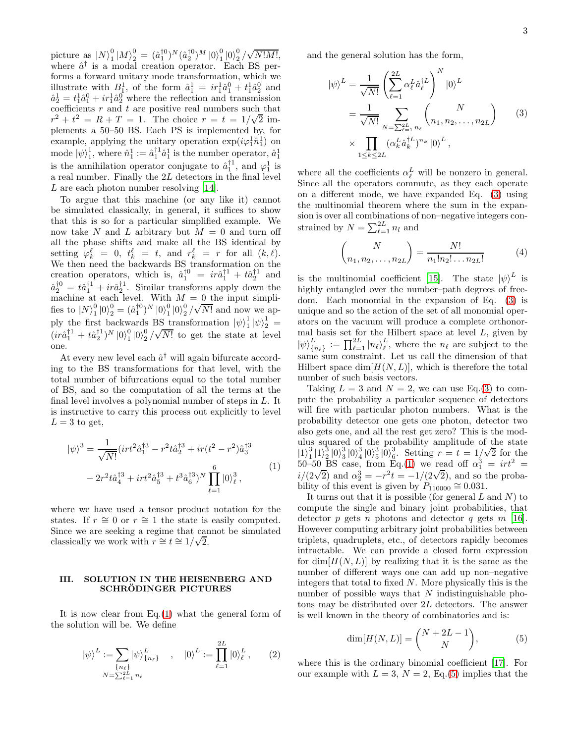picture as $|N\rangle_1^0 |M\rangle_2^0 = (\hat{a}_1^{\dagger 0})^N (\hat{a}_2^{\dagger 0})^M |0\rangle_1^0 |0\rangle_2^0 / \sqrt{N!M!}$, where $\hat{a}^\dagger$ is a modal creation operator. Each BS performs a forward unitary mode transformation, which we illustrate with $B_1^1$, of the form $\hat{a}_1^1 = ir_1^1 \hat{a}_1^0 + t_1^1 \hat{a}_2^0$ and $\hat{a}_2^1 = t_1^1 \hat{a}_1^0 + ir_1^1 \hat{a}_2^0$ where the reflection and transmission coefficients $r$ and $t$ are positive real numbers such that $r^2 + t^2 = R + T = 1$. The choice $r = t = 1/\sqrt{2}$ implements a 50–50 BS. Each PS is implemented by, for example, applying the unitary operation $\exp(i\varphi_1^1 \hat{n}_1^1)$ on mode $|\psi\rangle_1^1$, where $\hat{n}_1^1 := \hat{a}_1^{\dagger 1} \hat{a}_1^1$ is the number operator, $\hat{a}_1^1$ is the annihilation operator conjugate to $\hat{a}_1^{\dagger 1}$, and $\varphi_1^1$ is a real number. Finally the $2L$ detectors in the final level $L$ are each photon number resolving [14].

To argue that this machine (or any like it) cannot be simulated classically, in general, it suffices to show that this is so for a particular simplified example. We now take $N$ and $L$ arbitrary but $M = 0$ and turn off all the phase shifts and make all the BS identical by setting $\varphi_k^\ell = 0$, $t_k^\ell = t$, and $r_k^\ell = r$ for all $(k, \ell)$. We then need the backwards BS transformation on the creation operators, which is, $\hat{a}_1^{\dagger 0} = ir\hat{a}_1^{\dagger 1} + t\hat{a}_2^{\dagger 1}$ and $\hat{a}_2^{\dagger 0} = t\hat{a}_1^{\dagger 1} + ir\hat{a}_2^{\dagger 1}$. Similar transforms apply down the machine at each level. With $M = 0$ the input simplifies to $|N\rangle_1^0 |0\rangle_2^0 = (\hat{a}_1^{\dagger 0})^N |0\rangle_1^0 |0\rangle_2^0 / \sqrt{N!}$ and now we apply the first backwards BS transformation $|\psi\rangle_1^1 |\psi\rangle_2^1 = (ir\hat{a}_1^{\dagger 1} + t\hat{a}_2^{\dagger 1})^N |0\rangle_1^0 |0\rangle_2^0 / \sqrt{N!}$ to get the state at level one.

At every new level each $\hat{a}^\dagger$ will again bifurcate according to the BS transformations for that level, with the total number of bifurcations equal to the total number of BS, and so the computation of all the terms at the final level involves a polynomial number of steps in $L$. It is instructive to carry this process out explicitly to level $L = 3$ to get,

$$
\begin{aligned}
|\psi\rangle^3 = \frac{1}{\sqrt{N!}} (irt^2 \hat{a}_1^{\dagger 3} - r^2 t \hat{a}_2^{\dagger 3} + ir(t^2 - r^2) \hat{a}_3^{\dagger 3} \\
- 2r^2 t \hat{a}_4^{\dagger 3} + irt^2 \hat{a}_5^{\dagger 3} + t^3 \hat{a}_6^{\dagger 3})^N \prod_{\ell=1}^{6} |0\rangle_\ell^3 ,
\end{aligned}
\tag{1}
$$

where we have used a tensor product notation for the states. If $r \cong 0$ or $r \cong 1$ the state is easily computed. Since we are seeking a regime that cannot be simulated classically we work with $r \cong t \cong 1/\sqrt{2}$.

## III. SOLUTION IN THE HEISENBERG AND SCHRÖDINGER PICTURES

It is now clear from Eq.(1) what the general form of the solution will be. We define

$$
|\psi\rangle^L := \sum_{\substack{\{n_\ell\} \\ N = \sum_{\ell=1}^{2L} n_\ell}} |\psi\rangle_{\{n_\ell\}}^L \quad , \quad |0\rangle^L := \prod_{\ell=1}^{2L} |0\rangle_\ell^L , \tag{2}
$$

and the general solution has the form,

$$
\begin{aligned}
|\psi\rangle^L &= \frac{1}{\sqrt{N!}} \left( \sum_{\ell=1}^{2L} \alpha_\ell^L \hat{a}_\ell^{\dagger L} \right)^N |0\rangle^L \\
&= \frac{1}{\sqrt{N!}} \sum_{N = \sum_{\ell=1}^{2L} n_\ell} \binom{N}{n_1, n_2, \ldots, n_{2L}} \\
&\times \prod_{1 \le k \le 2L} (\alpha_k^L \hat{a}_k^{\dagger L})^{n_k} |0\rangle^L ,
\end{aligned}
\tag{3}
$$

where all the coefficients $\alpha_\ell^L$ will be nonzero in general. Since all the operators commute, as they each operate on a different mode, we have expanded Eq. (3) using the multinomial theorem where the sum in the expansion is over all combinations of non–negative integers constrained by $N = \sum_{\ell=1}^{2L} n_l$ and

$$
\binom{N}{n_1, n_2, \ldots, n_{2L}} = \frac{N!}{n_1! n_2! \ldots n_{2L}!} \tag{4}
$$

is the multinomial coefficient [15]. The state $|\psi\rangle^L$ is highly entangled over the number–path degrees of freedom. Each monomial in the expansion of Eq. (3) is unique and so the action of the set of all monomial operators on the vacuum will produce a complete orthonormal basis set for the Hilbert space at level $L$, given by $|\psi\rangle_{\{n_\ell\}}^L := \prod_{\ell=1}^{2L} |n_\ell\rangle_\ell^L$, where the $n_\ell$ are subject to the same sum constraint. Let us call the dimension of that Hilbert space $\dim[H(N, L)]$, which is therefore the total number of such basis vectors.

Taking $L = 3$ and $N = 2$, we can use Eq.(3) to compute the probability a particular sequence of detectors will fire with particular photon numbers. What is the probability detector one gets one photon, detector two also gets one, and all the rest get zero? This is the modulus squared of the probability amplitude of the state $|1\rangle_1^3 |1\rangle_2^3 |0\rangle_3^3 |0\rangle_4^3 |0\rangle_5^3 |0\rangle_6^3$. Setting $r = t = 1/\sqrt{2}$ for the 50–50 BS case, from Eq.(1) we read off $\alpha_1^3 = irt^2 = i/(2\sqrt{2})$ and $\alpha_2^3 = -r^2 t = -1/(2\sqrt{2})$, and so the probability of this event is given by $P_{110000} \cong 0.031$.

It turns out that it is possible (for general $L$ and $N$) to compute the single and binary joint probabilities, that detector $p$ gets $n$ photons and detector $q$ gets $m$ [16]. However computing arbitrary joint probabilities between triplets, quadruplets, etc., of detectors rapidly becomes intractable. We can provide a closed form expression for $\dim[H(N, L)]$ by realizing that it is the same as the number of different ways one can add up non–negative integers that total to fixed $N$. More physically this is the number of possible ways that $N$ indistinguishable photons may be distributed over $2L$ detectors. The answer is well known in the theory of combinatorics and is:

$$
\dim[H(N, L)] = \binom{N + 2L - 1}{N}, \tag{5}
$$

where this is the ordinary binomial coefficient [17]. For our example with $L = 3$, $N = 2$, Eq.(5) implies that the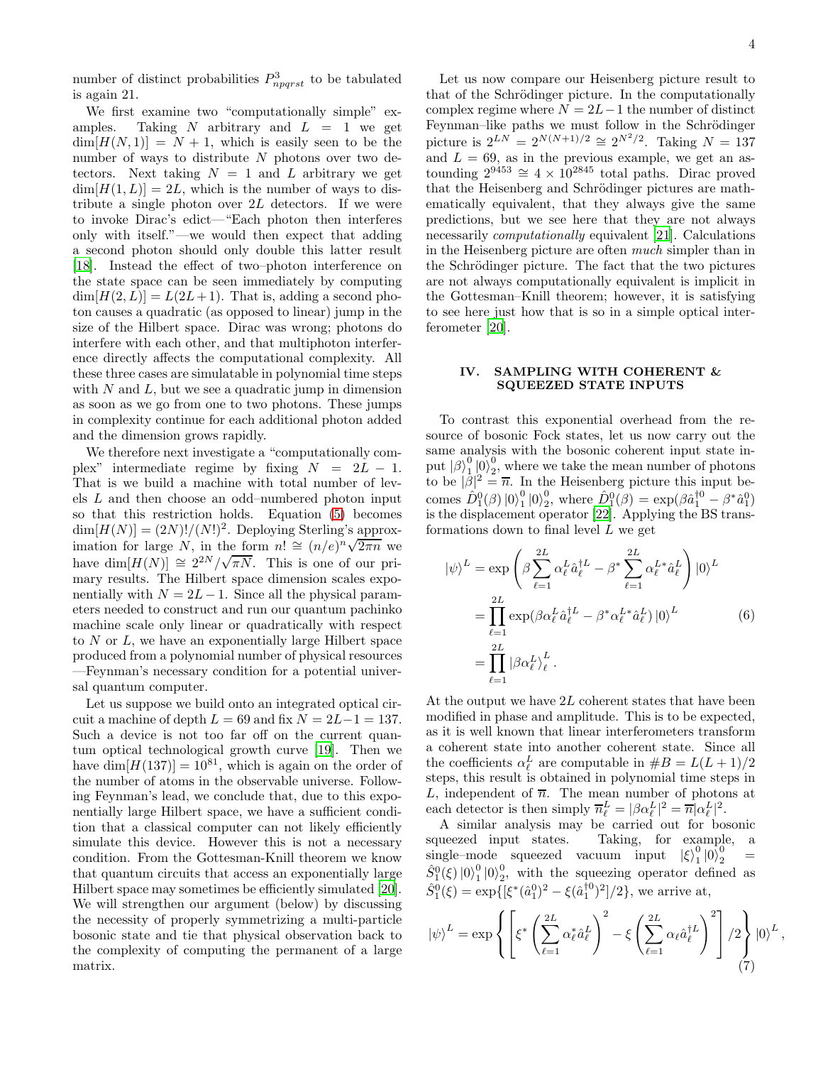number of distinct probabilities $P^3_{npqrst}$ to be tabulated is again 21.

We first examine two "computationally simple" examples. Taking $N$ arbitrary and $L = 1$ we get $\dim[H(N,1)] = N + 1$, which is easily seen to be the number of ways to distribute $N$ photons over two detectors. Next taking $N = 1$ and $L$ arbitrary we get $\dim[H(1,L)] = 2L$, which is the number of ways to distribute a single photon over $2L$ detectors. If we were to invoke Dirac's edict—"Each photon then interferes only with itself."—we would then expect that adding a second photon should only double this latter result [18]. Instead the effect of two–photon interference on the state space can be seen immediately by computing $\dim[H(2,L)] = L(2L+1)$. That is, adding a second photon causes a quadratic (as opposed to linear) jump in the size of the Hilbert space. Dirac was wrong; photons do interfere with each other, and that multiphoton interference directly affects the computational complexity. All these three cases are simulatable in polynomial time steps with $N$ and $L$, but we see a quadratic jump in dimension as soon as we go from one to two photons. These jumps in complexity continue for each additional photon added and the dimension grows rapidly.

We therefore next investigate a "computationally complex" intermediate regime by fixing $N = 2L - 1$. That is we build a machine with total number of levels $L$ and then choose an odd–numbered photon input so that this restriction holds. Equation (5) becomes $\dim[H(N)] = (2N)!/(N!)^2$. Deploying Sterling's approximation for large $N$, in the form $n! \cong (n/e)^n\sqrt{2\pi n}$ we have $\dim[H(N)] \cong 2^{2N}/\sqrt{\pi N}$. This is one of our primary results. The Hilbert space dimension scales exponentially with $N = 2L-1$. Since all the physical parameters needed to construct and run our quantum pachinko machine scale only linear or quadratically with respect to $N$ or $L$, we have an exponentially large Hilbert space produced from a polynomial number of physical resources —Feynman's necessary condition for a potential universal quantum computer.

Let us suppose we build onto an integrated optical circuit a machine of depth $L = 69$ and fix $N = 2L-1 = 137$. Such a device is not too far off on the current quantum optical technological growth curve [19]. Then we have $\dim[H(137)] = 10^{81}$, which is again on the order of the number of atoms in the observable universe. Following Feynman's lead, we conclude that, due to this exponentially large Hilbert space, we have a sufficient condition that a classical computer can not likely efficiently simulate this device. However this is not a necessary condition. From the Gottesman-Knill theorem we know that quantum circuits that access an exponentially large Hilbert space may sometimes be efficiently simulated [20]. We will strengthen our argument (below) by discussing the necessity of properly symmetrizing a multi-particle bosonic state and tie that physical observation back to the complexity of computing the permanent of a large matrix.

Let us now compare our Heisenberg picture result to that of the Schrödinger picture. In the computationally complex regime where $N = 2L-1$ the number of distinct Feynman–like paths we must follow in the Schrödinger picture is $2^{LN} = 2^{N(N+1)/2} \cong 2^{N^2/2}$. Taking $N = 137$ and $L = 69$, as in the previous example, we get an astounding $2^{9453} \cong 4 \times 10^{2845}$ total paths. Dirac proved that the Heisenberg and Schrödinger pictures are mathematically equivalent, that they always give the same predictions, but we see here that they are not always necessarily *computationally* equivalent [21]. Calculations in the Heisenberg picture are often *much* simpler than in the Schrödinger picture. The fact that the two pictures are not always computationally equivalent is implicit in the Gottesman–Knill theorem; however, it is satisfying to see here just how that is so in a simple optical interferometer [20].

## IV. SAMPLING WITH COHERENT & SQUEEZED STATE INPUTS

To contrast this exponential overhead from the resource of bosonic Fock states, let us now carry out the same analysis with the bosonic coherent input state input $|\beta\rangle^0_1 |0\rangle^0_2$, where we take the mean number of photons to be $|\beta|^2 = \overline{n}$. In the Heisenberg picture this input becomes $\hat{D}^0_1(\beta)\,|0\rangle^0_1\,|0\rangle^0_2$, where $\hat{D}^0_1(\beta) = \exp(\beta\hat{a}^{\dagger 0}_1 - \beta^*\hat{a}^0_1)$ is the displacement operator [22]. Applying the BS transformations down to final level $L$ we get

$$
\begin{aligned}
|\psi\rangle^L &= \exp\left(\beta\sum_{\ell=1}^{2L}\alpha^L_\ell \hat{a}^{\dagger L}_\ell - \beta^*\sum_{\ell=1}^{2L}\alpha^{L*}_\ell \hat{a}^L_\ell\right)|0\rangle^L \\
&= \prod_{\ell=1}^{2L}\exp(\beta\alpha^L_\ell \hat{a}^{\dagger L}_\ell - \beta^*\alpha^{L*}_\ell \hat{a}^L_\ell)\,|0\rangle^L \\
&= \prod_{\ell=1}^{2L}|\beta\alpha^L_\ell\rangle^L_\ell\,.
\end{aligned}
\tag{6}
$$

At the output we have $2L$ coherent states that have been modified in phase and amplitude. This is to be expected, as it is well known that linear interferometers transform a coherent state into another coherent state. Since all the coefficients $\alpha^L_\ell$ are computable in $\#B = L(L+1)/2$ steps, this result is obtained in polynomial time steps in $L$, independent of $\overline{n}$. The mean number of photons at each detector is then simply $\overline{n}^L_\ell = |\beta\alpha^L_\ell|^2 = \overline{n}|\alpha^L_\ell|^2$.

A similar analysis may be carried out for bosonic squeezed input states. Taking, for example, a single–mode squeezed vacuum input $|\xi\rangle^0_1\,|0\rangle^0_2 = \hat{S}^0_1(\xi)\,|0\rangle^0_1\,|0\rangle^0_2$, with the squeezing operator defined as $\hat{S}^0_1(\xi) = \exp\{[\xi^*(\hat{a}^0_1)^2 - \xi(\hat{a}^{\dagger 0}_1)^2]/2\}$, we arrive at,

$$
|\psi\rangle^L = \exp\left\{\left[\xi^*\left(\sum_{\ell=1}^{2L}\alpha^*_\ell \hat{a}^L_\ell\right)^2 - \xi\left(\sum_{\ell=1}^{2L}\alpha_\ell \hat{a}^{\dagger L}_\ell\right)^2\right]/2\right\}|0\rangle^L\,,
\tag{7}
$$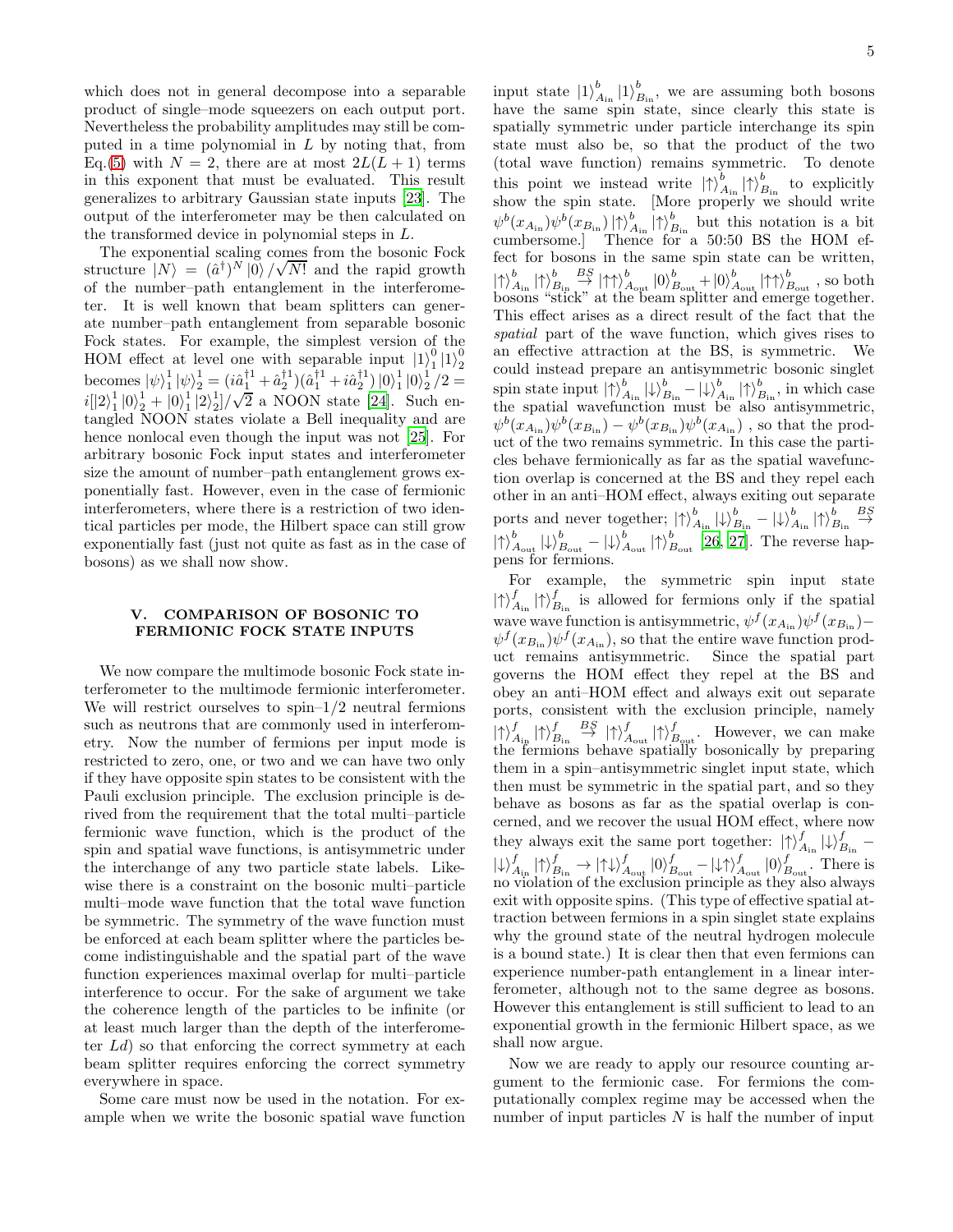which does not in general decompose into a separable product of single–mode squeezers on each output port. Nevertheless the probability amplitudes may still be computed in a time polynomial in $L$ by noting that, from Eq.(5) with $N = 2$, there are at most $2L(L+1)$ terms in this exponent that must be evaluated. This result generalizes to arbitrary Gaussian state inputs [23]. The output of the interferometer may be then calculated on the transformed device in polynomial steps in $L$.

The exponential scaling comes from the bosonic Fock structure $|N\rangle = (\hat{a}^\dagger)^N |0\rangle/\sqrt{N!}$ and the rapid growth of the number–path entanglement in the interferometer. It is well known that beam splitters can generate number–path entanglement from separable bosonic Fock states. For example, the simplest version of the HOM effect at level one with separable input $|1\rangle_1^0 |1\rangle_2^0$ becomes $|\psi\rangle_1^1 |\psi\rangle_2^1 = (i\hat{a}_1^{\dagger 1} + \hat{a}_2^{\dagger 1})(\hat{a}_1^{\dagger 1} + i\hat{a}_2^{\dagger 1}) |0\rangle_1^1 |0\rangle_2^1 /2 = i[|2\rangle_1^1 |0\rangle_2^1 + |0\rangle_1^1 |2\rangle_2^1]/\sqrt{2}$ a NOON state [24]. Such entangled NOON states violate a Bell inequality and are hence nonlocal even though the input was not [25]. For arbitrary bosonic Fock input states and interferometer size the amount of number–path entanglement grows exponentially fast. However, even in the case of fermionic interferometers, where there is a restriction of two identical particles per mode, the Hilbert space can still grow exponentially fast (just not quite as fast as in the case of bosons) as we shall now show.

## V. COMPARISON OF BOSONIC TO FERMIONIC FOCK STATE INPUTS

We now compare the multimode bosonic Fock state interferometer to the multimode fermionic interferometer. We will restrict ourselves to spin–1/2 neutral fermions such as neutrons that are commonly used in interferometry. Now the number of fermions per input mode is restricted to zero, one, or two and we can have two only if they have opposite spin states to be consistent with the Pauli exclusion principle. The exclusion principle is derived from the requirement that the total multi–particle fermionic wave function, which is the product of the spin and spatial wave functions, is antisymmetric under the interchange of any two particle state labels. Likewise there is a constraint on the bosonic multi–particle multi–mode wave function that the total wave function be symmetric. The symmetry of the wave function must be enforced at each beam splitter where the particles become indistinguishable and the spatial part of the wave function experiences maximal overlap for multi–particle interference to occur. For the sake of argument we take the coherence length of the particles to be infinite (or at least much larger than the depth of the interferometer $Ld$) so that enforcing the correct symmetry at each beam splitter requires enforcing the correct symmetry everywhere in space.

Some care must now be used in the notation. For example when we write the bosonic spatial wave function input state $|1\rangle_{A_{\rm in}}^b |1\rangle_{B_{\rm in}}^b$, we are assuming both bosons have the same spin state, since clearly this state is spatially symmetric under particle interchange its spin state must also be, so that the product of the two (total wave function) remains symmetric. To denote this point we instead write $|\!\uparrow\rangle_{A_{\rm in}}^b |\!\uparrow\rangle_{B_{\rm in}}^b$ to explicitly show the spin state. [More properly we should write $\psi^b(x_{A_{\rm in}})\psi^b(x_{B_{\rm in}}) |\!\uparrow\rangle_{A_{\rm in}}^b |\!\uparrow\rangle_{B_{\rm in}}^b$ but this notation is a bit cumbersome.] Thence for a 50:50 BS the HOM effect for bosons in the same spin state can be written, $|\!\uparrow\rangle_{A_{\rm in}}^b |\!\uparrow\rangle_{B_{\rm in}}^b \overset{BS}{\rightarrow} |\!\uparrow\uparrow\rangle_{A_{\rm out}}^b |0\rangle_{B_{\rm out}}^b + |0\rangle_{A_{\rm out}}^b |\!\uparrow\uparrow\rangle_{B_{\rm out}}^b$, so both bosons "stick" at the beam splitter and emerge together. This effect arises as a direct result of the fact that the *spatial* part of the wave function, which gives rises to an effective attraction at the BS, is symmetric. We could instead prepare an antisymmetric bosonic singlet spin state input $|\!\uparrow\rangle_{A_{\rm in}}^b |\!\downarrow\rangle_{B_{\rm in}}^b - |\!\downarrow\rangle_{A_{\rm in}}^b |\!\uparrow\rangle_{B_{\rm in}}^b$, in which case the spatial wavefunction must be also antisymmetric, $\psi^b(x_{A_{\rm in}})\psi^b(x_{B_{\rm in}}) - \psi^b(x_{B_{\rm in}})\psi^b(x_{A_{\rm in}})$ , so that the product of the two remains symmetric. In this case the particles behave fermionically as far as the spatial wavefunction overlap is concerned at the BS and they repel each other in an anti–HOM effect, always exiting out separate ports and never together; $|\!\uparrow\rangle_{A_{\rm in}}^b |\!\downarrow\rangle_{B_{\rm in}}^b - |\!\downarrow\rangle_{A_{\rm in}}^b |\!\uparrow\rangle_{B_{\rm in}}^b \overset{BS}{\rightarrow} |\!\uparrow\rangle_{A_{\rm out}}^b |\!\downarrow\rangle_{B_{\rm out}}^b - |\!\downarrow\rangle_{A_{\rm out}}^b |\!\uparrow\rangle_{B_{\rm out}}^b$ [26, 27]. The reverse happens for fermions.

For example, the symmetric spin input state $|\!\uparrow\rangle_{A_{\rm in}}^f |\!\uparrow\rangle_{B_{\rm in}}^f$ is allowed for fermions only if the spatial wave wave function is antisymmetric, $\psi^f(x_{A_{\rm in}})\psi^f(x_{B_{\rm in}}) - \psi^f(x_{B_{\rm in}})\psi^f(x_{A_{\rm in}})$, so that the entire wave function product remains antisymmetric. Since the spatial part governs the HOM effect they repel at the BS and obey an anti–HOM effect and always exit out separate ports, consistent with the exclusion principle, namely $|\!\uparrow\rangle_{A_{\rm in}}^f |\!\uparrow\rangle_{B_{\rm in}}^f \overset{BS}{\rightarrow} |\!\uparrow\rangle_{A_{\rm out}}^f |\!\uparrow\rangle_{B_{\rm out}}^f$. However, we can make the fermions behave spatially bosonically by preparing them in a spin–antisymmetric singlet input state, which then must be symmetric in the spatial part, and so they behave as bosons as far as the spatial overlap is concerned, and we recover the usual HOM effect, where now they always exit the same port together: $|\!\uparrow\rangle_{A_{\rm in}}^f |\!\downarrow\rangle_{B_{\rm in}}^f - |\!\downarrow\rangle_{A_{\rm in}}^f |\!\uparrow\rangle_{B_{\rm in}}^f \rightarrow |\!\uparrow\downarrow\rangle_{A_{\rm out}}^f |0\rangle_{B_{\rm out}}^f - |\!\downarrow\uparrow\rangle_{A_{\rm out}}^f |0\rangle_{B_{\rm out}}^f$. There is no violation of the exclusion principle as they also always exit with opposite spins. (This type of effective spatial attraction between fermions in a spin singlet state explains why the ground state of the neutral hydrogen molecule is a bound state.) It is clear then that even fermions can experience number-path entanglement in a linear interferometer, although not to the same degree as bosons. However this entanglement is still sufficient to lead to an exponential growth in the fermionic Hilbert space, as we shall now argue.

Now we are ready to apply our resource counting argument to the fermionic case. For fermions the computationally complex regime may be accessed when the number of input particles $N$ is half the number of input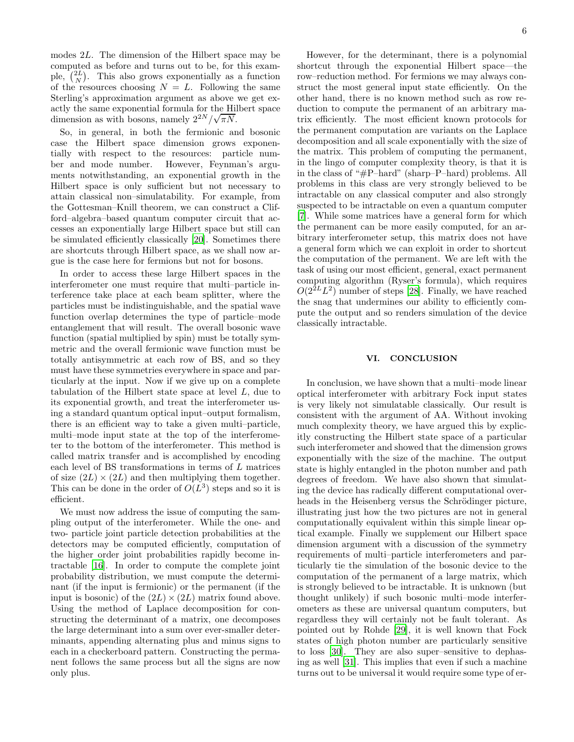modes $2L$. The dimension of the Hilbert space may be computed as before and turns out to be, for this example, $\binom{2L}{N}$. This also grows exponentially as a function of the resources choosing $N = L$. Following the same Sterling's approximation argument as above we get exactly the same exponential formula for the Hilbert space dimension as with bosons, namely $2^{2N}/\sqrt{\pi N}$.

So, in general, in both the fermionic and bosonic case the Hilbert space dimension grows exponentially with respect to the resources: particle number and mode number. However, Feynman's arguments notwithstanding, an exponential growth in the Hilbert space is only sufficient but not necessary to attain classical non–simulatability. For example, from the Gottesman–Knill theorem, we can construct a Clifford–algebra–based quantum computer circuit that accesses an exponentially large Hilbert space but still can be simulated efficiently classically [20]. Sometimes there are shortcuts through Hilbert space, as we shall now argue is the case here for fermions but not for bosons.

In order to access these large Hilbert spaces in the interferometer one must require that multi–particle interference take place at each beam splitter, where the particles must be indistinguishable, and the spatial wave function overlap determines the type of particle–mode entanglement that will result. The overall bosonic wave function (spatial multiplied by spin) must be totally symmetric and the overall fermionic wave function must be totally antisymmetric at each row of BS, and so they must have these symmetries everywhere in space and particularly at the input. Now if we give up on a complete tabulation of the Hilbert state space at level $L$, due to its exponential growth, and treat the interferometer using a standard quantum optical input–output formalism, there is an efficient way to take a given multi–particle, multi–mode input state at the top of the interferometer to the bottom of the interferometer. This method is called matrix transfer and is accomplished by encoding each level of BS transformations in terms of $L$ matrices of size $(2L) \times (2L)$ and then multiplying them together. This can be done in the order of $O(L^3)$ steps and so it is efficient.

We must now address the issue of computing the sampling output of the interferometer. While the one- and two- particle joint particle detection probabilities at the detectors may be computed efficiently, computation of the higher order joint probabilities rapidly become intractable [16]. In order to compute the complete joint probability distribution, we must compute the determinant (if the input is fermionic) or the permanent (if the input is bosonic) of the $(2L) \times (2L)$ matrix found above. Using the method of Laplace decomposition for constructing the determinant of a matrix, one decomposes the large determinant into a sum over ever-smaller determinants, appending alternating plus and minus signs to each in a checkerboard pattern. Constructing the permanent follows the same process but all the signs are now only plus.

However, for the determinant, there is a polynomial shortcut through the exponential Hilbert space—the row–reduction method. For fermions we may always construct the most general input state efficiently. On the other hand, there is no known method such as row reduction to compute the permanent of an arbitrary matrix efficiently. The most efficient known protocols for the permanent computation are variants on the Laplace decomposition and all scale exponentially with the size of the matrix. This problem of computing the permanent, in the lingo of computer complexity theory, is that it is in the class of "#P–hard" (sharp–P–hard) problems. All problems in this class are very strongly believed to be intractable on any classical computer and also strongly suspected to be intractable on even a quantum computer [7]. While some matrices have a general form for which the permanent can be more easily computed, for an arbitrary interferometer setup, this matrix does not have a general form which we can exploit in order to shortcut the computation of the permanent. We are left with the task of using our most efficient, general, exact permanent computing algorithm (Ryser's formula), which requires $O(2^{2L}L^2)$ number of steps [28]. Finally, we have reached the snag that undermines our ability to efficiently compute the output and so renders simulation of the device classically intractable.

## VI. CONCLUSION

In conclusion, we have shown that a multi–mode linear optical interferometer with arbitrary Fock input states is very likely not simulatable classically. Our result is consistent with the argument of AA. Without invoking much complexity theory, we have argued this by explicitly constructing the Hilbert state space of a particular such interferometer and showed that the dimension grows exponentially with the size of the machine. The output state is highly entangled in the photon number and path degrees of freedom. We have also shown that simulating the device has radically different computational overheads in the Heisenberg versus the Schrödinger picture, illustrating just how the two pictures are not in general computationally equivalent within this simple linear optical example. Finally we supplement our Hilbert space dimension argument with a discussion of the symmetry requirements of multi–particle interferometers and particularly tie the simulation of the bosonic device to the computation of the permanent of a large matrix, which is strongly believed to be intractable. It is unknown (but thought unlikely) if such bosonic multi–mode interferometers as these are universal quantum computers, but regardless they will certainly not be fault tolerant. As pointed out by Rohde [29], it is well known that Fock states of high photon number are particularly sensitive to loss [30]. They are also super–sensitive to dephasing as well [31]. This implies that even if such a machine turns out to be universal it would require some type of er-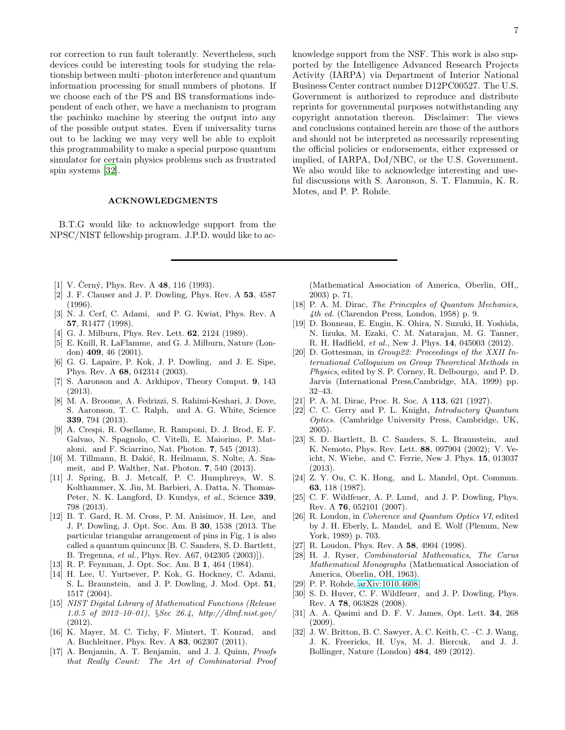ror correction to run fault tolerantly. Nevertheless, such devices could be interesting tools for studying the relationship between multi–photon interference and quantum information processing for small numbers of photons. If we choose each of the PS and BS transformations independent of each other, we have a mechanism to program the pachinko machine by steering the output into any of the possible output states. Even if universality turns out to be lacking we may very well be able to exploit this programmability to make a special purpose quantum simulator for certain physics problems such as frustrated spin systems [32].

## ACKNOWLEDGMENTS

B.T.G would like to acknowledge support from the NPSC/NIST fellowship program. J.P.D. would like to acknowledge support from the NSF. This work is also supported by the Intelligence Advanced Research Projects Activity (IARPA) via Department of Interior National Business Center contract number D12PC00527. The U.S. Government is authorized to reproduce and distribute reprints for governmental purposes notwithstanding any copyright annotation thereon. Disclaimer: The views and conclusions contained herein are those of the authors and should not be interpreted as necessarily representing the official policies or endorsements, either expressed or implied, of IARPA, DoI/NBC, or the U.S. Government. We also would like to acknowledge interesting and useful discussions with S. Aaronson, S. T. Flammia, K. R. Motes, and P. P. Rohde.

---

[1] V. Černý, Phys. Rev. A **48**, 116 (1993).

[2] J. F. Clauser and J. P. Dowling, Phys. Rev. A **53**, 4587 (1996).

[3] N. J. Cerf, C. Adami, and P. G. Kwiat, Phys. Rev. A **57**, R1477 (1998).

[4] G. J. Milburn, Phys. Rev. Lett. **62**, 2124 (1989).

[5] E. Knill, R. LaFlamme, and G. J. Milburn, Nature (London) **409**, 46 (2001).

[6] G. G. Lapaire, P. Kok, J. P. Dowling, and J. E. Sipe, Phys. Rev. A **68**, 042314 (2003).

[7] S. Aaronson and A. Arkhipov, Theory Comput. **9**, 143 (2013).

[8] M. A. Broome, A. Fedrizzi, S. Rahimi-Keshari, J. Dove, S. Aaronson, T. C. Ralph, and A. G. White, Science **339**, 794 (2013).

[9] A. Crespi, R. Osellame, R. Ramponi, D. J. Brod, E. F. Galvao, N. Spagnolo, C. Vitelli, E. Maiorino, P. Mataloni, and F. Sciarrino, Nat. Photon. **7**, 545 (2013).

[10] M. Tillmann, B. Dakić, R. Heilmann, S. Nolte, A. Szameit, and P. Walther, Nat. Photon. **7**, 540 (2013).

[11] J. Spring, B. J. Metcalf, P. C. Humphreys, W. S. Kolthammer, X. Jin, M. Barbieri, A. Datta, N. Thomas-Peter, N. K. Langford, D. Kundys, *et al.*, Science **339**, 798 (2013).

[12] B. T. Gard, R. M. Cross, P. M. Anisimov, H. Lee, and J. P. Dowling, J. Opt. Soc. Am. B **30**, 1538 (2013. The particular triangular arrangement of pins in Fig. 1 is also called a quantum quincunx [B. C. Sanders, S. D. Bartlett, B. Tregenna, *et al.*, Phys. Rev. A67, 042305 (2003)]).

[13] R. P. Feynman, J. Opt. Soc. Am. B **1**, 464 (1984).

[14] H. Lee, U. Yurtsever, P. Kok, G. Hockney, C. Adami, S. L. Braunstein, and J. P. Dowling, J. Mod. Opt. **51**, 1517 (2004).

[15] *NIST Digital Library of Mathematical Functions (Release 1.0.5 of 2012–10–01), §Sec 26.4, http://dlmf.nist.gov/* (2012).

[16] K. Mayer, M. C. Tichy, F. Mintert, T. Konrad, and A. Buchleitner, Phys. Rev. A **83**, 062307 (2011).

[17] A. Benjamin, A. T. Benjamin, and J. J. Quinn, *Proofs that Really Count: The Art of Combinatorial Proof* (Mathematical Association of America, Oberlin, OH,, 2003) p. 71.

[18] P. A. M. Dirac, *The Principles of Quantum Mechanics, 4th ed.* (Clarendon Press, London, 1958) p. 9.

[19] D. Bonneau, E. Engin, K. Ohira, N. Suzuki, H. Yoshida, N. Iizuka, M. Ezaki, C. M. Natarajan, M. G. Tanner, R. H. Hadfield, *et al.*, New J. Phys. **14**, 045003 (2012).

[20] D. Gottesman, in *Group22: Proceedings of the XXII International Colloquium on Group Theoretical Methods in Physics*, edited by S. P. Corney, R. Delbourgo, and P. D. Jarvis (International Press,Cambridge, MA, 1999) pp. 32–43.

[21] P. A. M. Dirac, Proc. R. Soc. A **113**, 621 (1927).

[22] C. C. Gerry and P. L. Knight, *Introductory Quantum Optics.* (Cambridge University Press, Cambridge, UK, 2005).

[23] S. D. Bartlett, B. C. Sanders, S. L. Braunstein, and K. Nemoto, Phys. Rev. Lett. **88**, 097904 (2002); V. Veicht, N. Wiebe, and C. Ferrie, New J. Phys. **15**, 013037 (2013).

[24] Z. Y. Ou, C. K. Hong, and L. Mandel, Opt. Commun. **63**, 118 (1987).

[25] C. F. Wildfeuer, A. P. Lund, and J. P. Dowling, Phys. Rev. A **76**, 052101 (2007).

[26] R. Loudon, in *Coherence and Quantum Optics VI*, edited by J. H. Eberly, L. Mandel, and E. Wolf (Plenum, New York, 1989) p. 703.

[27] R. Loudon, Phys. Rev. A **58**, 4904 (1998).

[28] H. J. Ryser, *Combinatorial Mathematics, The Carus Mathematical Monographs* (Mathematical Association of America, Oberlin, OH, 1963).

[29] P. P. Rohde, arXiv:1010.4608.

[30] S. D. Huver, C. F. Wildfeuer, and J. P. Dowling, Phys. Rev. A **78**, 063828 (2008).

[31] A. A. Qasimi and D. F. V. James, Opt. Lett. **34**, 268 (2009).

[32] J. W. Britton, B. C. Sawyer, A. C. Keith, C. –C. J. Wang, J. K. Freericks, H. Uys, M. J. Biercuk, and J. J. Bollinger, Nature (London) **484**, 489 (2012).